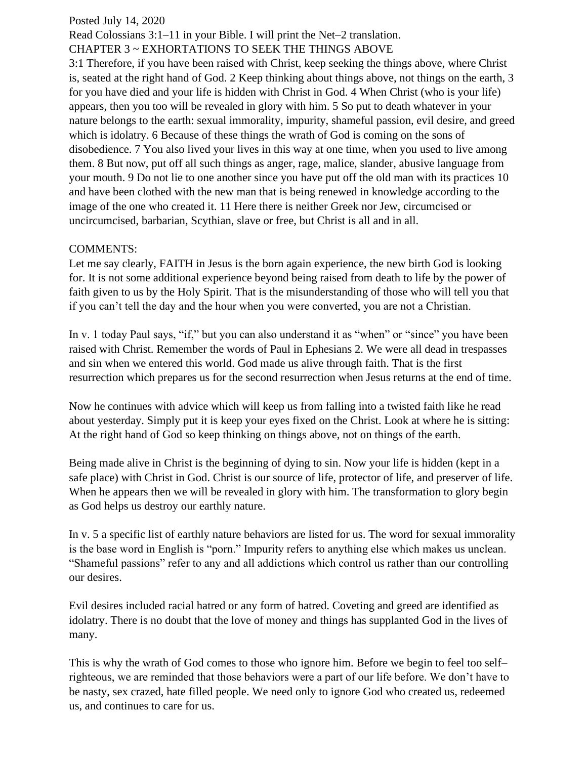Posted July 14, 2020

Read Colossians 3:1–11 in your Bible. I will print the Net–2 translation.

CHAPTER 3 ~ EXHORTATIONS TO SEEK THE THINGS ABOVE

3:1 Therefore, if you have been raised with Christ, keep seeking the things above, where Christ is, seated at the right hand of God. 2 Keep thinking about things above, not things on the earth, 3 for you have died and your life is hidden with Christ in God. 4 When Christ (who is your life) appears, then you too will be revealed in glory with him. 5 So put to death whatever in your nature belongs to the earth: sexual immorality, impurity, shameful passion, evil desire, and greed which is idolatry. 6 Because of these things the wrath of God is coming on the sons of disobedience. 7 You also lived your lives in this way at one time, when you used to live among them. 8 But now, put off all such things as anger, rage, malice, slander, abusive language from your mouth. 9 Do not lie to one another since you have put off the old man with its practices 10 and have been clothed with the new man that is being renewed in knowledge according to the image of the one who created it. 11 Here there is neither Greek nor Jew, circumcised or uncircumcised, barbarian, Scythian, slave or free, but Christ is all and in all.

COMMENTS:

Let me say clearly, FAITH in Jesus is the born again experience, the new birth God is looking for. It is not some additional experience beyond being raised from death to life by the power of faith given to us by the Holy Spirit. That is the misunderstanding of those who will tell you that if you can't tell the day and the hour when you were converted, you are not a Christian.

In v. 1 today Paul says, "if," but you can also understand it as "when" or "since" you have been raised with Christ. Remember the words of Paul in Ephesians 2. We were all dead in trespasses and sin when we entered this world. God made us alive through faith. That is the first resurrection which prepares us for the second resurrection when Jesus returns at the end of time.

Now he continues with advice which will keep us from falling into a twisted faith like he read about yesterday. Simply put it is keep your eyes fixed on the Christ. Look at where he is sitting: At the right hand of God so keep thinking on things above, not on things of the earth.

Being made alive in Christ is the beginning of dying to sin. Now your life is hidden (kept in a safe place) with Christ in God. Christ is our source of life, protector of life, and preserver of life. When he appears then we will be revealed in glory with him. The transformation to glory begin as God helps us destroy our earthly nature.

In v. 5 a specific list of earthly nature behaviors are listed for us. The word for sexual immorality is the base word in English is "porn." Impurity refers to anything else which makes us unclean. "Shameful passions" refer to any and all addictions which control us rather than our controlling our desires.

Evil desires included racial hatred or any form of hatred. Coveting and greed are identified as idolatry. There is no doubt that the love of money and things has supplanted God in the lives of many.

This is why the wrath of God comes to those who ignore him. Before we begin to feel too self–righteous, we are reminded that those behaviors were a part of our life before. We don't have to be nasty, sex crazed, hate filled people. We need only to ignore God who created us, redeemed us, and continues to care for us.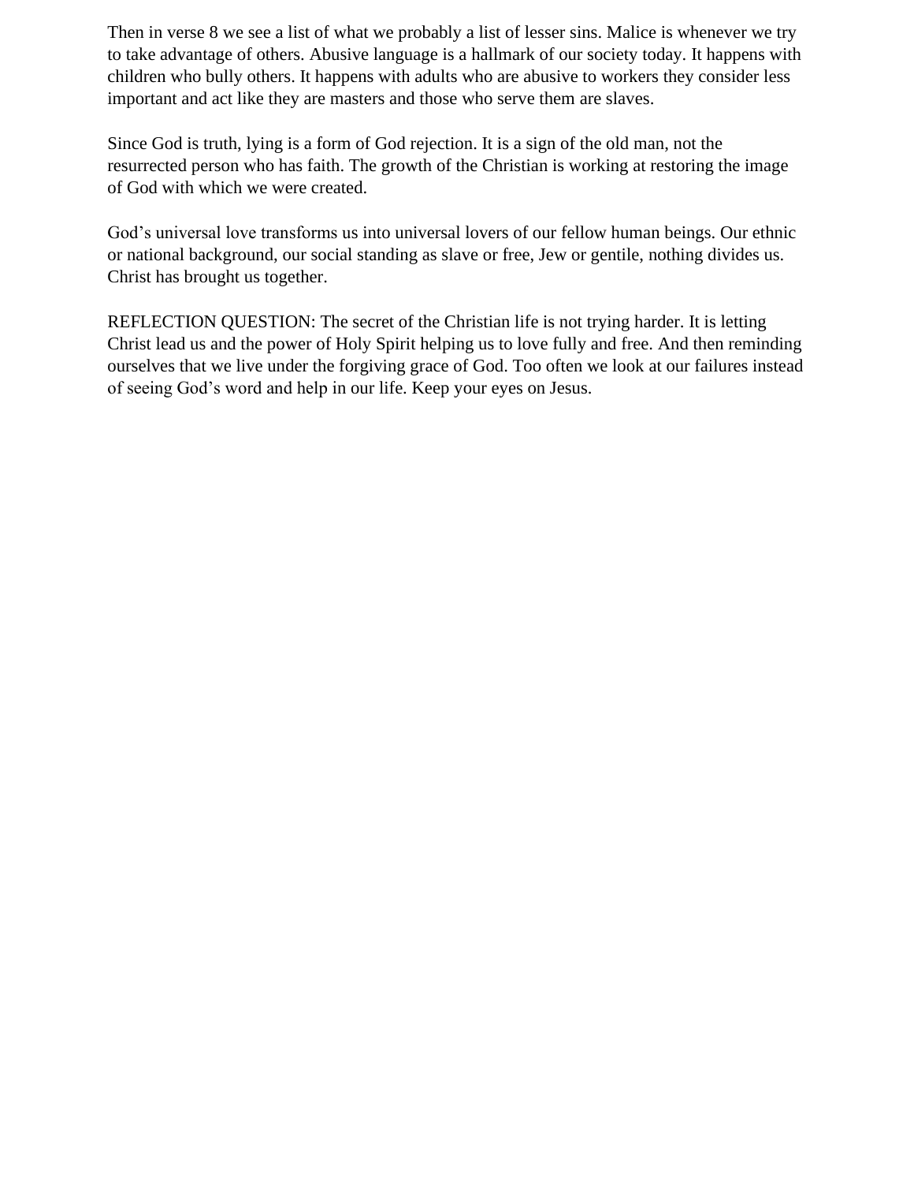Then in verse 8 we see a list of what we probably a list of lesser sins. Malice is whenever we try to take advantage of others. Abusive language is a hallmark of our society today. It happens with children who bully others. It happens with adults who are abusive to workers they consider less important and act like they are masters and those who serve them are slaves.

Since God is truth, lying is a form of God rejection. It is a sign of the old man, not the resurrected person who has faith. The growth of the Christian is working at restoring the image of God with which we were created.

God's universal love transforms us into universal lovers of our fellow human beings. Our ethnic or national background, our social standing as slave or free, Jew or gentile, nothing divides us. Christ has brought us together.

REFLECTION QUESTION: The secret of the Christian life is not trying harder. It is letting Christ lead us and the power of Holy Spirit helping us to love fully and free. And then reminding ourselves that we live under the forgiving grace of God. Too often we look at our failures instead of seeing God's word and help in our life. Keep your eyes on Jesus.